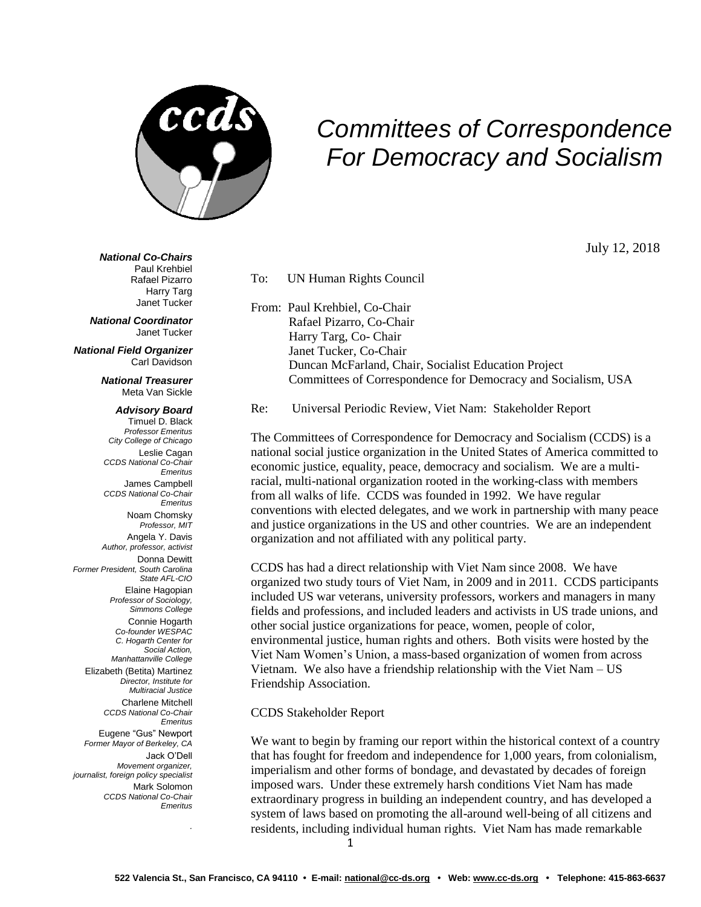# Committees of Correspondence For Democracy and Socialism

***National Co-Chairs***
Paul Krehbiel
Rafael Pizarro
Harry Targ
Janet Tucker

***National Coordinator***
Janet Tucker

***National Field Organizer***
Carl Davidson

***National Treasurer***
Meta Van Sickle

***Advisory Board***
Timuel D. Black, *Professor Emeritus, City College of Chicago*
Leslie Cagan, *CCDS National Co-Chair Emeritus*
James Campbell, *CCDS National Co-Chair Emeritus*
Noam Chomsky, *Professor, MIT*
Angela Y. Davis, *Author, professor, activist*
Donna Dewitt, *Former President, South Carolina State AFL-CIO*
Elaine Hagopian, *Professor of Sociology, Simmons College*
Connie Hogarth, *Co-founder WESPAC, C. Hogarth Center for Social Action, Manhattanville College*
Elizabeth (Betita) Martinez, *Director, Institute for Multiracial Justice*
Charlene Mitchell, *CCDS National Co-Chair Emeritus*
Eugene "Gus" Newport, *Former Mayor of Berkeley, CA*
Jack O'Dell, *Movement organizer, journalist, foreign policy specialist*
Mark Solomon, *CCDS National Co-Chair Emeritus*

July 12, 2018

To: UN Human Rights Council

From: Paul Krehbiel, Co-Chair
Rafael Pizarro, Co-Chair
Harry Targ, Co- Chair
Janet Tucker, Co-Chair
Duncan McFarland, Chair, Socialist Education Project
Committees of Correspondence for Democracy and Socialism, USA

Re: Universal Periodic Review, Viet Nam: Stakeholder Report

The Committees of Correspondence for Democracy and Socialism (CCDS) is a national social justice organization in the United States of America committed to economic justice, equality, peace, democracy and socialism. We are a multi-racial, multi-national organization rooted in the working-class with members from all walks of life. CCDS was founded in 1992. We have regular conventions with elected delegates, and we work in partnership with many peace and justice organizations in the US and other countries. We are an independent organization and not affiliated with any political party.

CCDS has had a direct relationship with Viet Nam since 2008. We have organized two study tours of Viet Nam, in 2009 and in 2011. CCDS participants included US war veterans, university professors, workers and managers in many fields and professions, and included leaders and activists in US trade unions, and other social justice organizations for peace, women, people of color, environmental justice, human rights and others. Both visits were hosted by the Viet Nam Women's Union, a mass-based organization of women from across Vietnam. We also have a friendship relationship with the Viet Nam – US Friendship Association.

CCDS Stakeholder Report

We want to begin by framing our report within the historical context of a country that has fought for freedom and independence for 1,000 years, from colonialism, imperialism and other forms of bondage, and devastated by decades of foreign imposed wars. Under these extremely harsh conditions Viet Nam has made extraordinary progress in building an independent country, and has developed a system of laws based on promoting the all-around well-being of all citizens and residents, including individual human rights. Viet Nam has made remarkable

522 Valencia St., San Francisco, CA 94110 • E-mail: national@cc-ds.org • Web: www.cc-ds.org • Telephone: 415-863-6637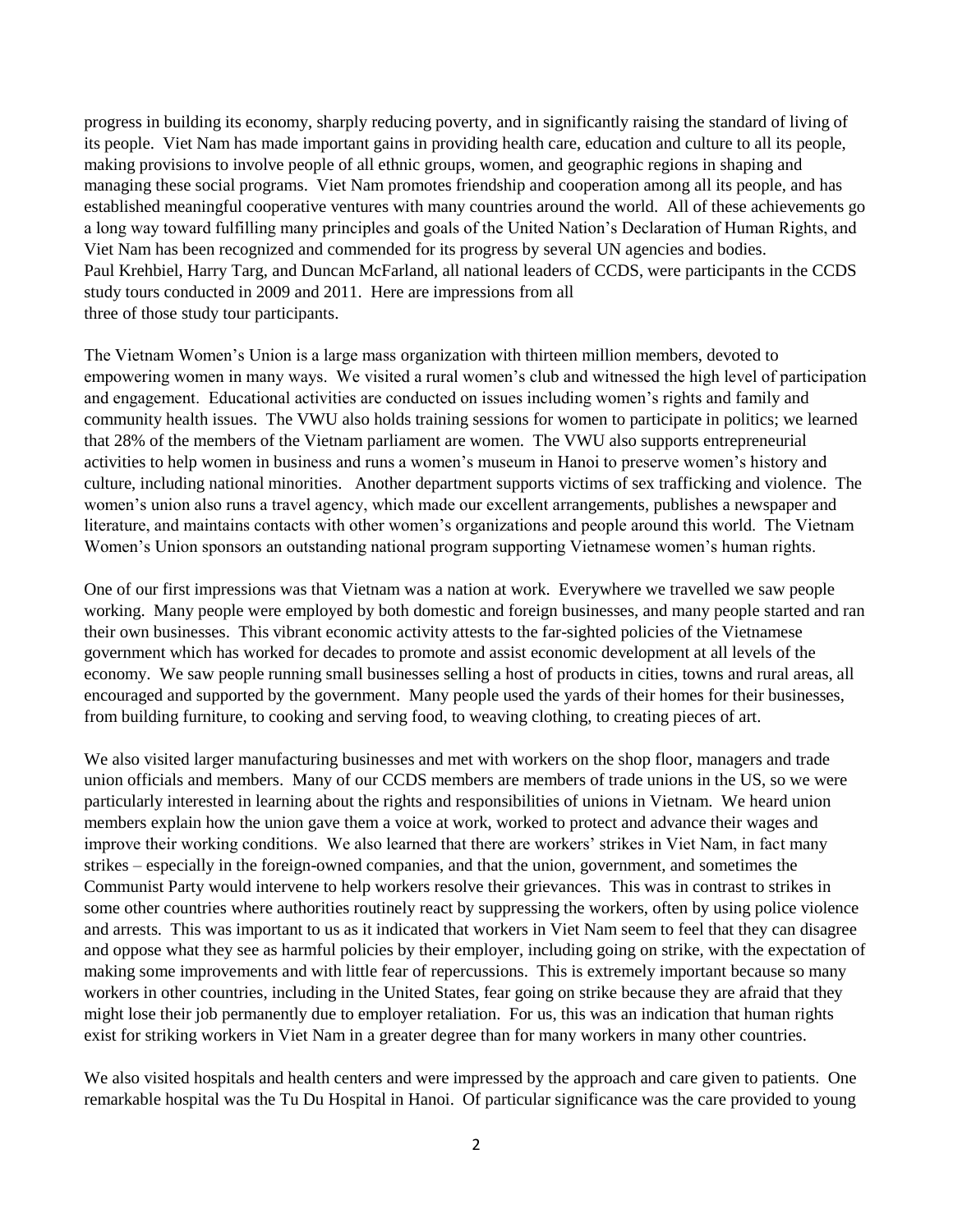progress in building its economy, sharply reducing poverty, and in significantly raising the standard of living of its people. Viet Nam has made important gains in providing health care, education and culture to all its people, making provisions to involve people of all ethnic groups, women, and geographic regions in shaping and managing these social programs. Viet Nam promotes friendship and cooperation among all its people, and has established meaningful cooperative ventures with many countries around the world. All of these achievements go a long way toward fulfilling many principles and goals of the United Nation's Declaration of Human Rights, and Viet Nam has been recognized and commended for its progress by several UN agencies and bodies.
Paul Krehbiel, Harry Targ, and Duncan McFarland, all national leaders of CCDS, were participants in the CCDS study tours conducted in 2009 and 2011. Here are impressions from all three of those study tour participants.

The Vietnam Women's Union is a large mass organization with thirteen million members, devoted to empowering women in many ways. We visited a rural women's club and witnessed the high level of participation and engagement. Educational activities are conducted on issues including women's rights and family and community health issues. The VWU also holds training sessions for women to participate in politics; we learned that 28% of the members of the Vietnam parliament are women. The VWU also supports entrepreneurial activities to help women in business and runs a women's museum in Hanoi to preserve women's history and culture, including national minorities. Another department supports victims of sex trafficking and violence. The women's union also runs a travel agency, which made our excellent arrangements, publishes a newspaper and literature, and maintains contacts with other women's organizations and people around this world. The Vietnam Women's Union sponsors an outstanding national program supporting Vietnamese women's human rights.

One of our first impressions was that Vietnam was a nation at work. Everywhere we travelled we saw people working. Many people were employed by both domestic and foreign businesses, and many people started and ran their own businesses. This vibrant economic activity attests to the far-sighted policies of the Vietnamese government which has worked for decades to promote and assist economic development at all levels of the economy. We saw people running small businesses selling a host of products in cities, towns and rural areas, all encouraged and supported by the government. Many people used the yards of their homes for their businesses, from building furniture, to cooking and serving food, to weaving clothing, to creating pieces of art.

We also visited larger manufacturing businesses and met with workers on the shop floor, managers and trade union officials and members. Many of our CCDS members are members of trade unions in the US, so we were particularly interested in learning about the rights and responsibilities of unions in Vietnam. We heard union members explain how the union gave them a voice at work, worked to protect and advance their wages and improve their working conditions. We also learned that there are workers' strikes in Viet Nam, in fact many strikes – especially in the foreign-owned companies, and that the union, government, and sometimes the Communist Party would intervene to help workers resolve their grievances. This was in contrast to strikes in some other countries where authorities routinely react by suppressing the workers, often by using police violence and arrests. This was important to us as it indicated that workers in Viet Nam seem to feel that they can disagree and oppose what they see as harmful policies by their employer, including going on strike, with the expectation of making some improvements and with little fear of repercussions. This is extremely important because so many workers in other countries, including in the United States, fear going on strike because they are afraid that they might lose their job permanently due to employer retaliation. For us, this was an indication that human rights exist for striking workers in Viet Nam in a greater degree than for many workers in many other countries.

We also visited hospitals and health centers and were impressed by the approach and care given to patients. One remarkable hospital was the Tu Du Hospital in Hanoi. Of particular significance was the care provided to young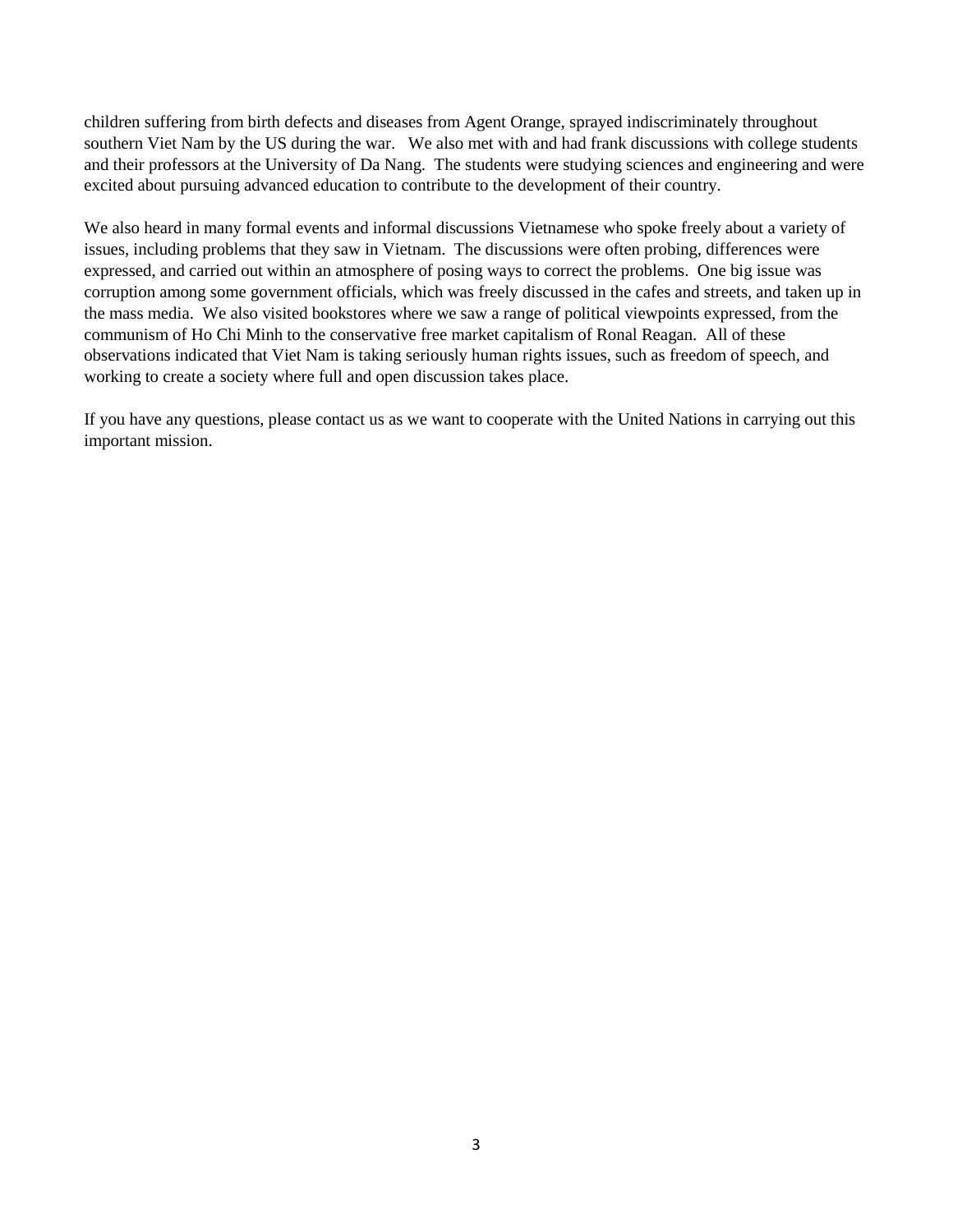children suffering from birth defects and diseases from Agent Orange, sprayed indiscriminately throughout southern Viet Nam by the US during the war. We also met with and had frank discussions with college students and their professors at the University of Da Nang. The students were studying sciences and engineering and were excited about pursuing advanced education to contribute to the development of their country.

We also heard in many formal events and informal discussions Vietnamese who spoke freely about a variety of issues, including problems that they saw in Vietnam. The discussions were often probing, differences were expressed, and carried out within an atmosphere of posing ways to correct the problems. One big issue was corruption among some government officials, which was freely discussed in the cafes and streets, and taken up in the mass media. We also visited bookstores where we saw a range of political viewpoints expressed, from the communism of Ho Chi Minh to the conservative free market capitalism of Ronal Reagan. All of these observations indicated that Viet Nam is taking seriously human rights issues, such as freedom of speech, and working to create a society where full and open discussion takes place.

If you have any questions, please contact us as we want to cooperate with the United Nations in carrying out this important mission.